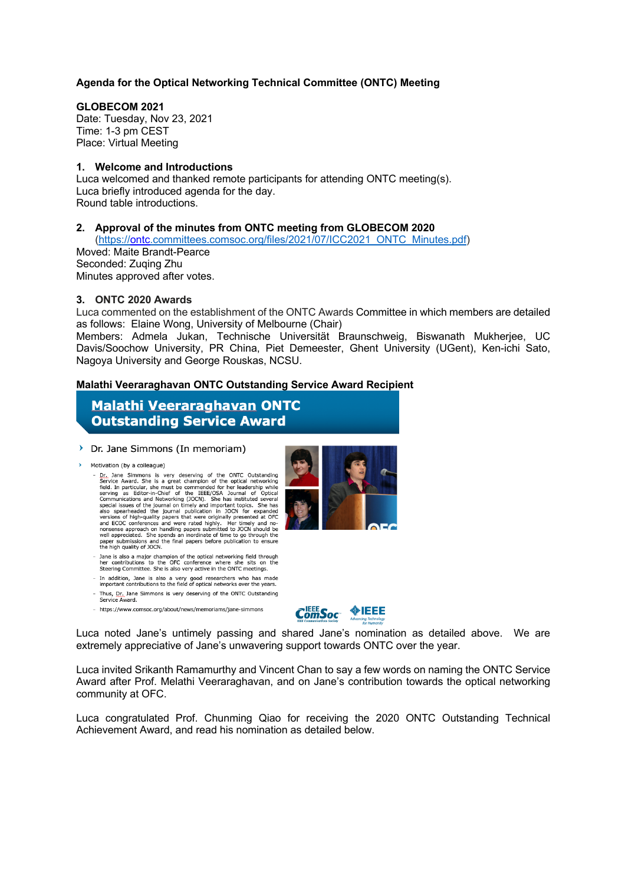**Agenda for the Optical Networking Technical Committee (ONTC) Meeting**

**GLOBECOM 2021**
Date: Tuesday, Nov 23, 2021
Time: 1-3 pm CEST
Place: Virtual Meeting

## 1. Welcome and Introductions

Luca welcomed and thanked remote participants for attending ONTC meeting(s).
Luca briefly introduced agenda for the day.
Round table introductions.

## 2. Approval of the minutes from ONTC meeting from GLOBECOM 2020

(https://ontc.committees.comsoc.org/files/2021/07/ICC2021_ONTC_Minutes.pdf)
Moved: Maite Brandt-Pearce
Seconded: Zuqing Zhu
Minutes approved after votes.

## 3. ONTC 2020 Awards

Luca commented on the establishment of the ONTC Awards Committee in which members are detailed as follows: Elaine Wong, University of Melbourne (Chair)
Members: Admela Jukan, Technische Universität Braunschweig, Biswanath Mukherjee, UC Davis/Soochow University, PR China, Piet Demeester, Ghent University (UGent), Ken-ichi Sato, Nagoya University and George Rouskas, NCSU.

**Malathi Veeraraghavan ONTC Outstanding Service Award Recipient**

**Malathi Veeraraghavan ONTC Outstanding Service Award**

- Dr. Jane Simmons (In memoriam)
- Motivation (by a colleague)
  - Dr. Jane Simmons is very deserving of the ONTC Outstanding Service Award. She is a great champion of the optical networking field. In particular, she must be commended for her leadership while serving as Editor-in-Chief of the IEEE/OSA Journal of Optical Communications and Networking (JOCN). She has instituted several special issues of the journal on timely and important topics. She has also spearheaded the journal publication in JOCN for expanded versions of high-quality papers that were originally presented at OFC and ECOC conferences and were rated highly. Her timely and no-nonsense approach on handling papers submitted to JOCN should be well appreciated. She spends an inordinate of time to go through the paper submissions and the final papers before publication to ensure the high quality of JOCN.
  - Jane is also a major champion of the optical networking field through her contributions to the OFC conference where she sits on the Steering Committee. She is also very active in the ONTC meetings.
  - In addition, Jane is also a very good researchers who has made important contributions to the field of optical networks over the years.
  - Thus, Dr. Jane Simmons is very deserving of the ONTC Outstanding Service Award.
  - https://www.comsoc.org/about/news/memoriams/jane-simmons

Luca noted Jane's untimely passing and shared Jane's nomination as detailed above. We are extremely appreciative of Jane's unwavering support towards ONTC over the year.

Luca invited Srikanth Ramamurthy and Vincent Chan to say a few words on naming the ONTC Service Award after Prof. Melathi Veeraraghavan, and on Jane's contribution towards the optical networking community at OFC.

Luca congratulated Prof. Chunming Qiao for receiving the 2020 ONTC Outstanding Technical Achievement Award, and read his nomination as detailed below.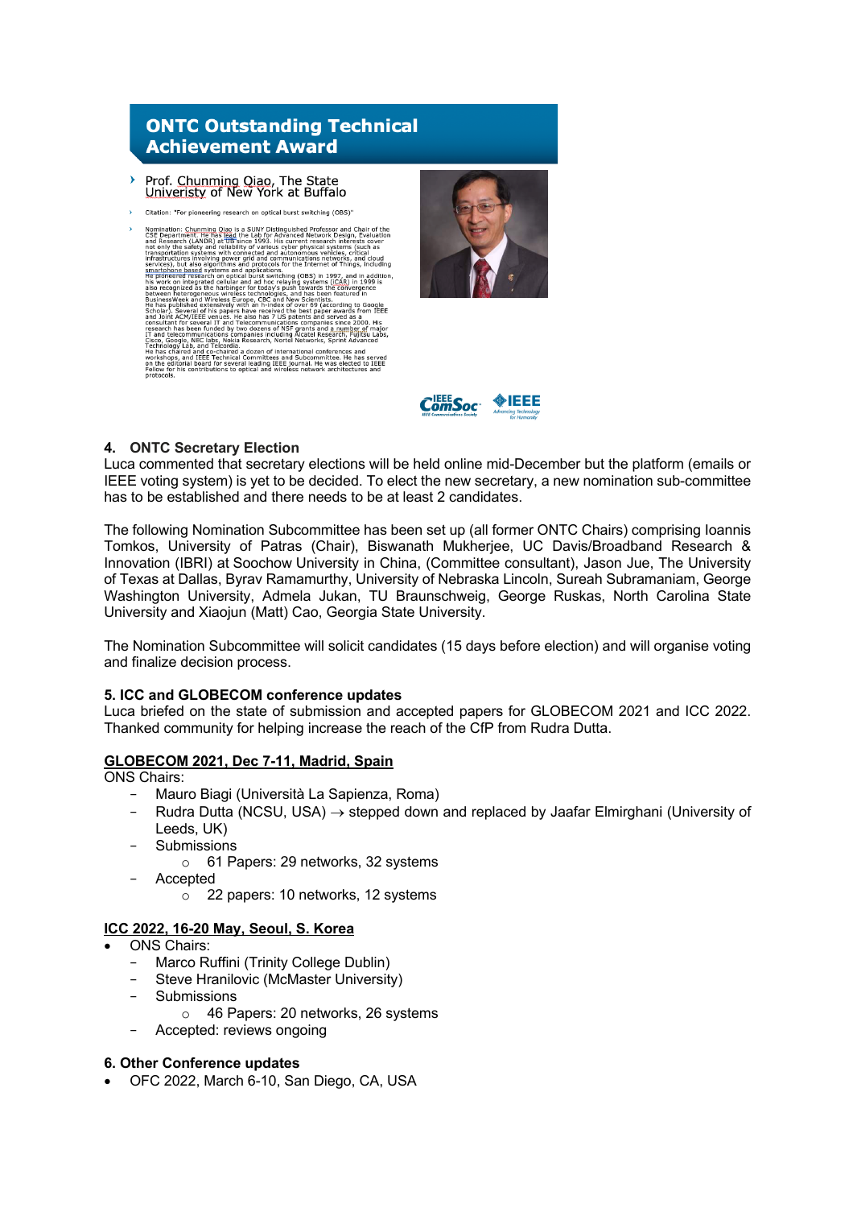## ONTC Outstanding Technical Achievement Award

- Prof. Chunming Qiao, The State Univeristy of New York at Buffalo
- Citation: "For pioneering research on optical burst switching (OBS)"
- Nomination: Chunming Qiao is a SUNY Distinguished Professor and Chair of the CSE Department. He has lead the Lab for Advanced Network Design, Evaluation and Research (LANDR) at UB since 1993. His current research interests cover not only the safety and reliability of various cyber physical systems (such as transportation systems with connected and autonomous vehicles, critical infrastructures involving power grid and communications networks, and cloud services), but also algorithms and protocols for the Internet of Things, including smartphone based systems and applications.
He pioneered research on optical burst switching (OBS) in 1997, and in addition, his work on integrated cellular and ad hoc relaying systems (iCAR) in 1999 is also recognized as the harbinger for today's push towards the convergence between heterogeneous wireless technologies, and has been featured in BusinessWeek and Wireless Europe, CBC and New Scientists.
He has published extensively with an h-index of over 69 (according to Google Scholar). Several of his papers have received the best paper awards from IEEE and Joint ACM/IEEE venues. He also has 7 US patents and served as a consultant for several IT and Telecommunications companies since 2000. His research has been funded by two dozens of NSF grants and a number of major IT and telecommunications companies including Alcatel Research, Fujitsu Labs, Cisco, Google, NEC labs, Nokia Research, Nortel Networks, Sprint Advanced Technology Lab, and Telcordia.
He has chaired and co-chaired a dozen of international conferences and workshops, and IEEE Technical Committees and Subcommittee. He has served on the editorial board for several leading IEEE journal. He was elected to IEEE Fellow for his contributions to optical and wireless network architectures and protocols.

### 4. ONTC Secretary Election

Luca commented that secretary elections will be held online mid-December but the platform (emails or IEEE voting system) is yet to be decided. To elect the new secretary, a new nomination sub-committee has to be established and there needs to be at least 2 candidates.

The following Nomination Subcommittee has been set up (all former ONTC Chairs) comprising Ioannis Tomkos, University of Patras (Chair), Biswanath Mukherjee, UC Davis/Broadband Research & Innovation (IBRI) at Soochow University in China, (Committee consultant), Jason Jue, The University of Texas at Dallas, Byrav Ramamurthy, University of Nebraska Lincoln, Sureah Subramaniam, George Washington University, Admela Jukan, TU Braunschweig, George Ruskas, North Carolina State University and Xiaojun (Matt) Cao, Georgia State University.

The Nomination Subcommittee will solicit candidates (15 days before election) and will organise voting and finalize decision process.

### 5. ICC and GLOBECOM conference updates

Luca briefed on the state of submission and accepted papers for GLOBECOM 2021 and ICC 2022. Thanked community for helping increase the reach of the CfP from Rudra Dutta.

**<u>GLOBECOM 2021, Dec 7-11, Madrid, Spain</u>**

ONS Chairs:

- Mauro Biagi (Università La Sapienza, Roma)
- Rudra Dutta (NCSU, USA) → stepped down and replaced by Jaafar Elmirghani (University of Leeds, UK)
- Submissions
  - 61 Papers: 29 networks, 32 systems
- Accepted
  - 22 papers: 10 networks, 12 systems

**<u>ICC 2022, 16-20 May, Seoul, S. Korea</u>**

- ONS Chairs:
  - Marco Ruffini (Trinity College Dublin)
  - Steve Hranilovic (McMaster University)
  - Submissions
    - 46 Papers: 20 networks, 26 systems
  - Accepted: reviews ongoing

### 6. Other Conference updates

- OFC 2022, March 6-10, San Diego, CA, USA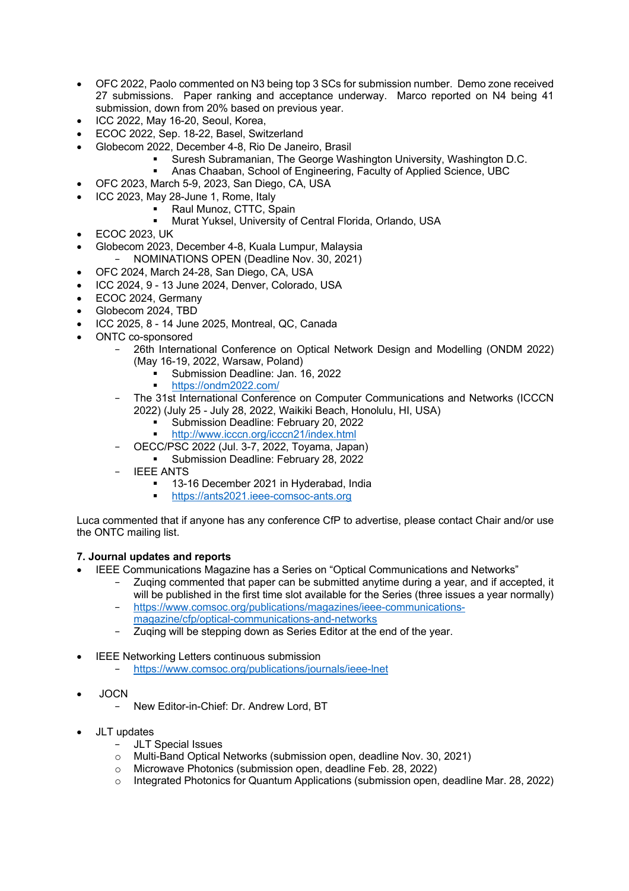- OFC 2022, Paolo commented on N3 being top 3 SCs for submission number. Demo zone received 27 submissions. Paper ranking and acceptance underway. Marco reported on N4 being 41 submission, down from 20% based on previous year.
- ICC 2022, May 16-20, Seoul, Korea,
- ECOC 2022, Sep. 18-22, Basel, Switzerland
- Globecom 2022, December 4-8, Rio De Janeiro, Brasil
    - Suresh Subramanian, The George Washington University, Washington D.C.
    - Anas Chaaban, School of Engineering, Faculty of Applied Science, UBC
- OFC 2023, March 5-9, 2023, San Diego, CA, USA
- ICC 2023, May 28-June 1, Rome, Italy
    - Raul Munoz, CTTC, Spain
    - Murat Yuksel, University of Central Florida, Orlando, USA
- ECOC 2023, UK
- Globecom 2023, December 4-8, Kuala Lumpur, Malaysia
    - NOMINATIONS OPEN (Deadline Nov. 30, 2021)
- OFC 2024, March 24-28, San Diego, CA, USA
- ICC 2024, 9 - 13 June 2024, Denver, Colorado, USA
- ECOC 2024, Germany
- Globecom 2024, TBD
- ICC 2025, 8 - 14 June 2025, Montreal, QC, Canada
- ONTC co-sponsored
    - 26th International Conference on Optical Network Design and Modelling (ONDM 2022) (May 16-19, 2022, Warsaw, Poland)
        - Submission Deadline: Jan. 16, 2022
        - https://ondm2022.com/
    - The 31st International Conference on Computer Communications and Networks (ICCCN 2022) (July 25 - July 28, 2022, Waikiki Beach, Honolulu, HI, USA)
        - Submission Deadline: February 20, 2022
        - http://www.icccn.org/icccn21/index.html
    - OECC/PSC 2022 (Jul. 3-7, 2022, Toyama, Japan)
        - Submission Deadline: February 28, 2022
    - IEEE ANTS
        - 13-16 December 2021 in Hyderabad, India
        - https://ants2021.ieee-comsoc-ants.org

Luca commented that if anyone has any conference CfP to advertise, please contact Chair and/or use the ONTC mailing list.

**7. Journal updates and reports**

- IEEE Communications Magazine has a Series on "Optical Communications and Networks"
    - Zuqing commented that paper can be submitted anytime during a year, and if accepted, it will be published in the first time slot available for the Series (three issues a year normally)
    - https://www.comsoc.org/publications/magazines/ieee-communications-magazine/cfp/optical-communications-and-networks
    - Zuqing will be stepping down as Series Editor at the end of the year.

- IEEE Networking Letters continuous submission
    - https://www.comsoc.org/publications/journals/ieee-lnet

- JOCN
    - New Editor-in-Chief: Dr. Andrew Lord, BT

- JLT updates
    - JLT Special Issues
    - Multi-Band Optical Networks (submission open, deadline Nov. 30, 2021)
    - Microwave Photonics (submission open, deadline Feb. 28, 2022)
    - Integrated Photonics for Quantum Applications (submission open, deadline Mar. 28, 2022)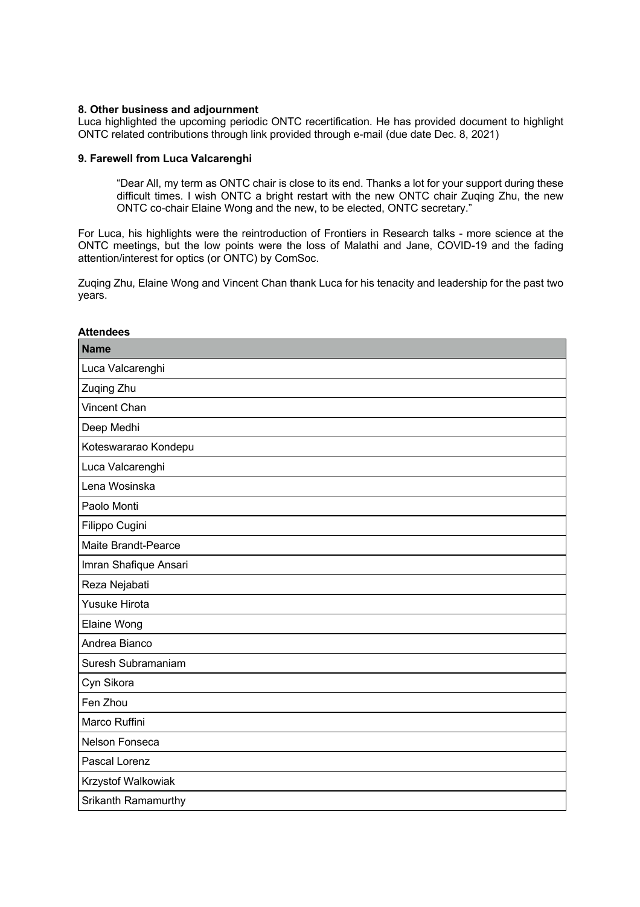**8. Other business and adjournment**

Luca highlighted the upcoming periodic ONTC recertification. He has provided document to highlight ONTC related contributions through link provided through e-mail (due date Dec. 8, 2021)

**9. Farewell from Luca Valcarenghi**

> "Dear All, my term as ONTC chair is close to its end. Thanks a lot for your support during these difficult times. I wish ONTC a bright restart with the new ONTC chair Zuqing Zhu, the new ONTC co-chair Elaine Wong and the new, to be elected, ONTC secretary."

For Luca, his highlights were the reintroduction of Frontiers in Research talks - more science at the ONTC meetings, but the low points were the loss of Malathi and Jane, COVID-19 and the fading attention/interest for optics (or ONTC) by ComSoc.

Zuqing Zhu, Elaine Wong and Vincent Chan thank Luca for his tenacity and leadership for the past two years.

**Attendees**

| Name |
|---|
| Luca Valcarenghi |
| Zuqing Zhu |
| Vincent Chan |
| Deep Medhi |
| Koteswararao Kondepu |
| Luca Valcarenghi |
| Lena Wosinska |
| Paolo Monti |
| Filippo Cugini |
| Maite Brandt-Pearce |
| Imran Shafique Ansari |
| Reza Nejabati |
| Yusuke Hirota |
| Elaine Wong |
| Andrea Bianco |
| Suresh Subramaniam |
| Cyn Sikora |
| Fen Zhou |
| Marco Ruffini |
| Nelson Fonseca |
| Pascal Lorenz |
| Krzystof Walkowiak |
| Srikanth Ramamurthy |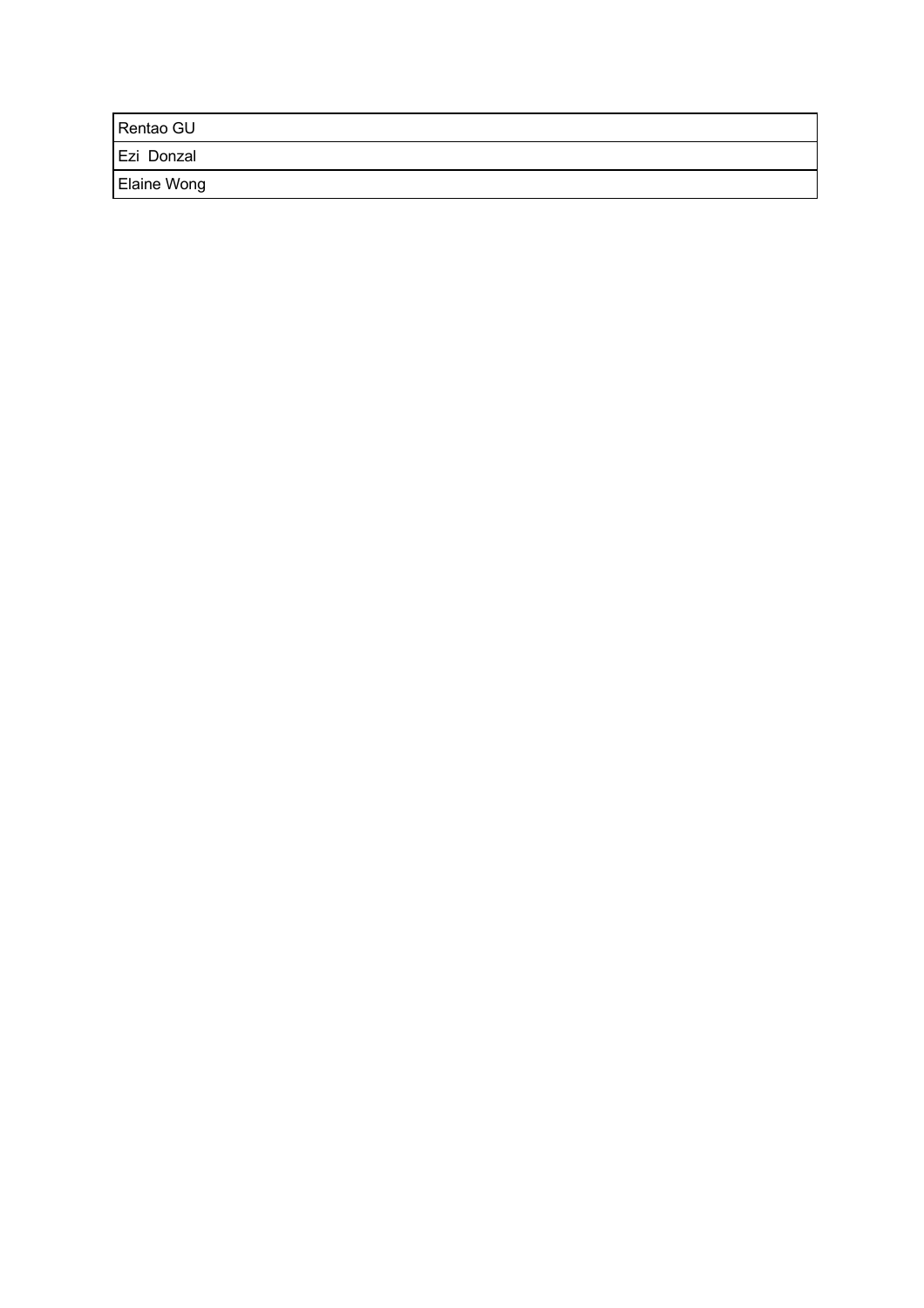| |
|---|
| Rentao GU |
| Ezi  Donzal |
| Elaine Wong |